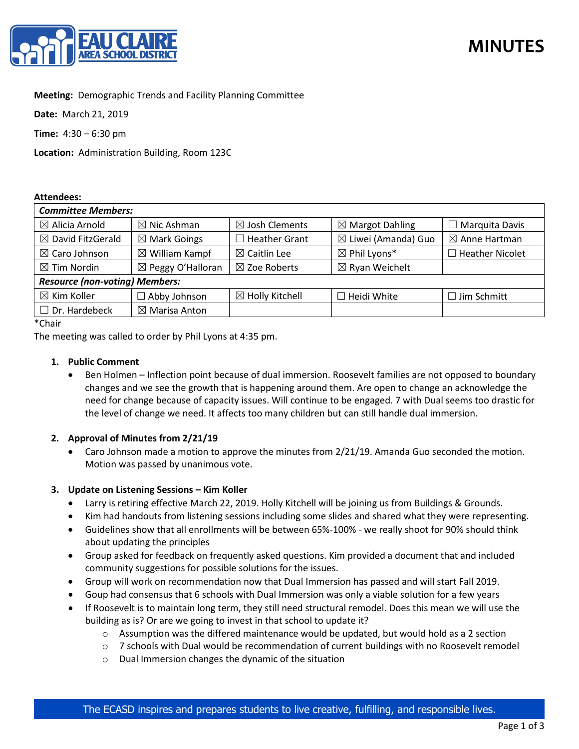# MINUTES

**Meeting:** Demographic Trends and Facility Planning Committee

**Date:** March 21, 2019

**Time:** 4:30 – 6:30 pm

**Location:** Administration Building, Room 123C

**Attendees:**

| *Committee Members:* | | | | |
|---|---|---|---|---|
| ☒ Alicia Arnold | ☒ Nic Ashman | ☒ Josh Clements | ☒ Margot Dahling | ☐ Marquita Davis |
| ☒ David FitzGerald | ☒ Mark Goings | ☐ Heather Grant | ☒ Liwei (Amanda) Guo | ☒ Anne Hartman |
| ☒ Caro Johnson | ☒ William Kampf | ☒ Caitlin Lee | ☒ Phil Lyons* | ☐ Heather Nicolet |
| ☒ Tim Nordin | ☒ Peggy O'Halloran | ☒ Zoe Roberts | ☒ Ryan Weichelt | |
| ***Resource (non-voting) Members:*** | | | | |
| ☒ Kim Koller | ☐ Abby Johnson | ☒ Holly Kitchell | ☐ Heidi White | ☐ Jim Schmitt |
| ☐ Dr. Hardebeck | ☒ Marisa Anton | | | |

*Chair

The meeting was called to order by Phil Lyons at 4:35 pm.

1. **Public Comment**
   - Ben Holmen – Inflection point because of dual immersion. Roosevelt families are not opposed to boundary changes and we see the growth that is happening around them. Are open to change an acknowledge the need for change because of capacity issues. Will continue to be engaged. 7 with Dual seems too drastic for the level of change we need. It affects too many children but can still handle dual immersion.

2. **Approval of Minutes from 2/21/19**
   - Caro Johnson made a motion to approve the minutes from 2/21/19. Amanda Guo seconded the motion. Motion was passed by unanimous vote.

3. **Update on Listening Sessions – Kim Koller**
   - Larry is retiring effective March 22, 2019. Holly Kitchell will be joining us from Buildings & Grounds.
   - Kim had handouts from listening sessions including some slides and shared what they were representing.
   - Guidelines show that all enrollments will be between 65%-100% - we really shoot for 90% should think about updating the principles
   - Group asked for feedback on frequently asked questions. Kim provided a document that and included community suggestions for possible solutions for the issues.
   - Group will work on recommendation now that Dual Immersion has passed and will start Fall 2019.
   - Goup had consensus that 6 schools with Dual Immersion was only a viable solution for a few years
   - If Roosevelt is to maintain long term, they still need structural remodel. Does this mean we will use the building as is? Or are we going to invest in that school to update it?
     - Assumption was the differed maintenance would be updated, but would hold as a 2 section
     - 7 schools with Dual would be recommendation of current buildings with no Roosevelt remodel
     - Dual Immersion changes the dynamic of the situation

The ECASD inspires and prepares students to live creative, fulfilling, and responsible lives.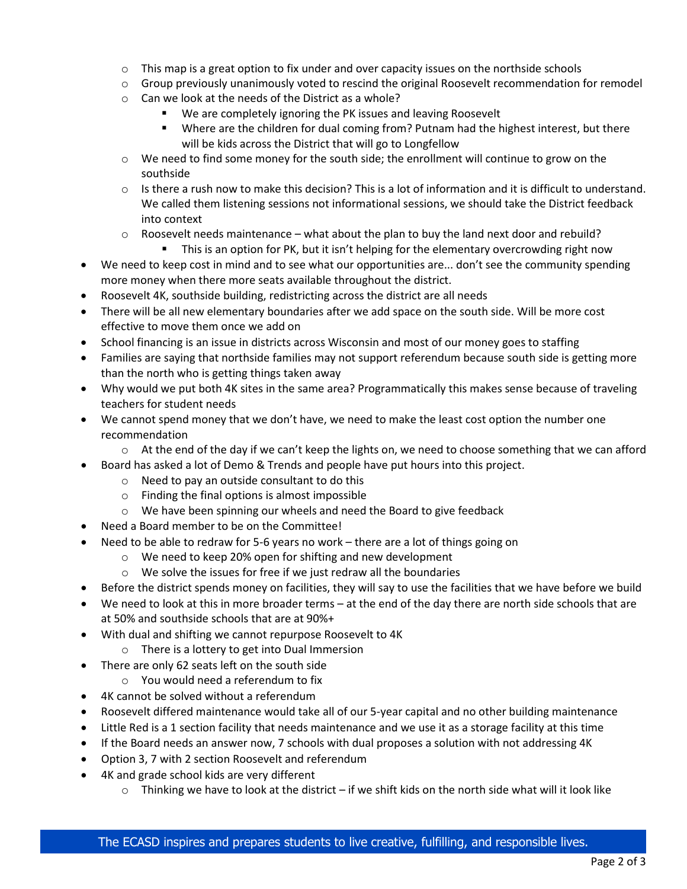- This map is a great option to fix under and over capacity issues on the northside schools
    - Group previously unanimously voted to rescind the original Roosevelt recommendation for remodel
    - Can we look at the needs of the District as a whole?
        - We are completely ignoring the PK issues and leaving Roosevelt
        - Where are the children for dual coming from? Putnam had the highest interest, but there will be kids across the District that will go to Longfellow
    - We need to find some money for the south side; the enrollment will continue to grow on the southside
    - Is there a rush now to make this decision? This is a lot of information and it is difficult to understand. We called them listening sessions not informational sessions, we should take the District feedback into context
    - Roosevelt needs maintenance – what about the plan to buy the land next door and rebuild?
        - This is an option for PK, but it isn't helping for the elementary overcrowding right now
- We need to keep cost in mind and to see what our opportunities are... don't see the community spending more money when there more seats available throughout the district.
- Roosevelt 4K, southside building, redistricting across the district are all needs
- There will be all new elementary boundaries after we add space on the south side. Will be more cost effective to move them once we add on
- School financing is an issue in districts across Wisconsin and most of our money goes to staffing
- Families are saying that northside families may not support referendum because south side is getting more than the north who is getting things taken away
- Why would we put both 4K sites in the same area? Programmatically this makes sense because of traveling teachers for student needs
- We cannot spend money that we don't have, we need to make the least cost option the number one recommendation
    - At the end of the day if we can't keep the lights on, we need to choose something that we can afford
- Board has asked a lot of Demo & Trends and people have put hours into this project.
    - Need to pay an outside consultant to do this
    - Finding the final options is almost impossible
    - We have been spinning our wheels and need the Board to give feedback
- Need a Board member to be on the Committee!
- Need to be able to redraw for 5-6 years no work – there are a lot of things going on
    - We need to keep 20% open for shifting and new development
    - We solve the issues for free if we just redraw all the boundaries
- Before the district spends money on facilities, they will say to use the facilities that we have before we build
- We need to look at this in more broader terms – at the end of the day there are north side schools that are at 50% and southside schools that are at 90%+
- With dual and shifting we cannot repurpose Roosevelt to 4K
    - There is a lottery to get into Dual Immersion
- There are only 62 seats left on the south side
    - You would need a referendum to fix
- 4K cannot be solved without a referendum
- Roosevelt differed maintenance would take all of our 5-year capital and no other building maintenance
- Little Red is a 1 section facility that needs maintenance and we use it as a storage facility at this time
- If the Board needs an answer now, 7 schools with dual proposes a solution with not addressing 4K
- Option 3, 7 with 2 section Roosevelt and referendum
- 4K and grade school kids are very different
    - Thinking we have to look at the district – if we shift kids on the north side what will it look like

The ECASD inspires and prepares students to live creative, fulfilling, and responsible lives.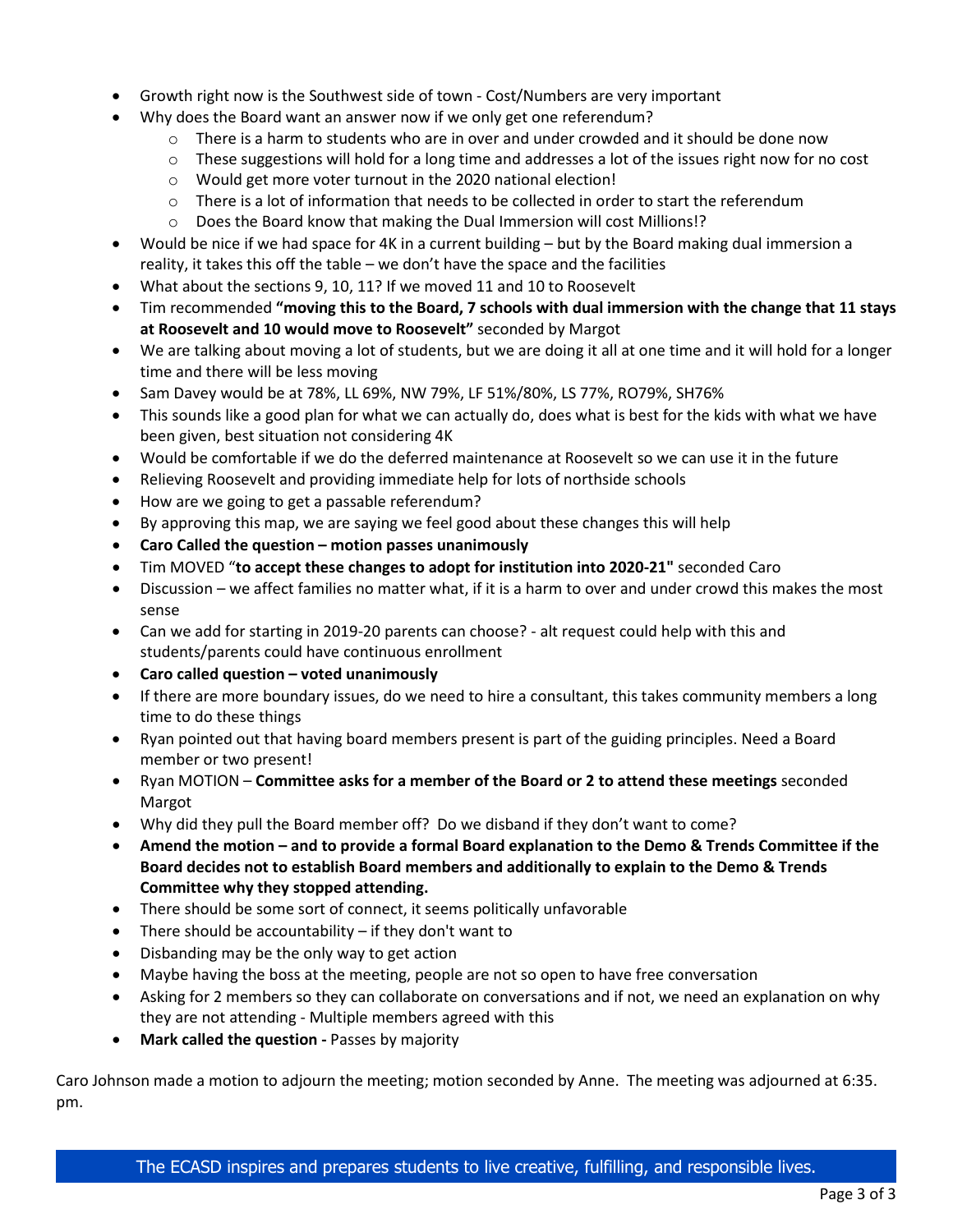- Growth right now is the Southwest side of town - Cost/Numbers are very important
- Why does the Board want an answer now if we only get one referendum?
    - There is a harm to students who are in over and under crowded and it should be done now
    - These suggestions will hold for a long time and addresses a lot of the issues right now for no cost
    - Would get more voter turnout in the 2020 national election!
    - There is a lot of information that needs to be collected in order to start the referendum
    - Does the Board know that making the Dual Immersion will cost Millions!?
- Would be nice if we had space for 4K in a current building – but by the Board making dual immersion a reality, it takes this off the table – we don't have the space and the facilities
- What about the sections 9, 10, 11? If we moved 11 and 10 to Roosevelt
- Tim recommended **"moving this to the Board, 7 schools with dual immersion with the change that 11 stays at Roosevelt and 10 would move to Roosevelt"** seconded by Margot
- We are talking about moving a lot of students, but we are doing it all at one time and it will hold for a longer time and there will be less moving
- Sam Davey would be at 78%, LL 69%, NW 79%, LF 51%/80%, LS 77%, RO79%, SH76%
- This sounds like a good plan for what we can actually do, does what is best for the kids with what we have been given, best situation not considering 4K
- Would be comfortable if we do the deferred maintenance at Roosevelt so we can use it in the future
- Relieving Roosevelt and providing immediate help for lots of northside schools
- How are we going to get a passable referendum?
- By approving this map, we are saying we feel good about these changes this will help
- **Caro Called the question – motion passes unanimously**
- Tim MOVED "**to accept these changes to adopt for institution into 2020-21"** seconded Caro
- Discussion – we affect families no matter what, if it is a harm to over and under crowd this makes the most sense
- Can we add for starting in 2019-20 parents can choose? - alt request could help with this and students/parents could have continuous enrollment
- **Caro called question – voted unanimously**
- If there are more boundary issues, do we need to hire a consultant, this takes community members a long time to do these things
- Ryan pointed out that having board members present is part of the guiding principles. Need a Board member or two present!
- Ryan MOTION – **Committee asks for a member of the Board or 2 to attend these meetings** seconded Margot
- Why did they pull the Board member off? Do we disband if they don't want to come?
- **Amend the motion – and to provide a formal Board explanation to the Demo & Trends Committee if the Board decides not to establish Board members and additionally to explain to the Demo & Trends Committee why they stopped attending.**
- There should be some sort of connect, it seems politically unfavorable
- There should be accountability – if they don't want to
- Disbanding may be the only way to get action
- Maybe having the boss at the meeting, people are not so open to have free conversation
- Asking for 2 members so they can collaborate on conversations and if not, we need an explanation on why they are not attending - Multiple members agreed with this
- **Mark called the question -** Passes by majority

Caro Johnson made a motion to adjourn the meeting; motion seconded by Anne. The meeting was adjourned at 6:35. pm.

The ECASD inspires and prepares students to live creative, fulfilling, and responsible lives.